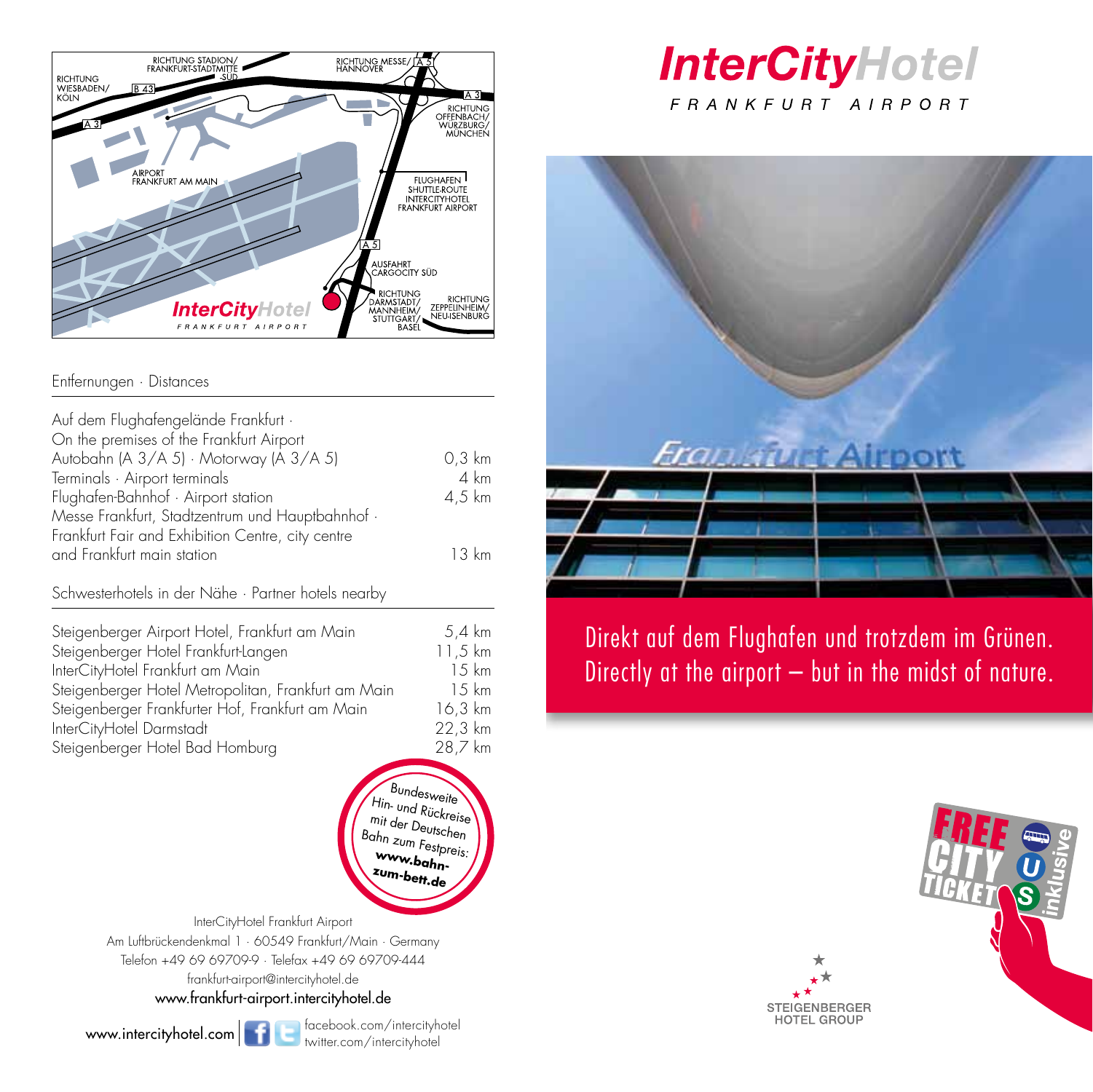# InterCityHotel

FRANKFURT AIRPORT

Direkt auf dem Flughafen und trotzdem im Grünen.
Directly at the airport – but in the midst of nature.

## Entfernungen · Distances

| | |
|---|---|
| Auf dem Flughafengelände Frankfurt · On the premises of the Frankfurt Airport | |
| Autobahn (A 3/A 5) · Motorway (A 3/A 5) | 0,3 km |
| Terminals · Airport terminals | 4 km |
| Flughafen-Bahnhof · Airport station | 4,5 km |
| Messe Frankfurt, Stadtzentrum und Hauptbahnhof · Frankfurt Fair and Exhibition Centre, city centre and Frankfurt main station | 13 km |

## Schwesterhotels in der Nähe · Partner hotels nearby

| | |
|---|---|
| Steigenberger Airport Hotel, Frankfurt am Main | 5,4 km |
| Steigenberger Hotel Frankfurt-Langen | 11,5 km |
| InterCityHotel Frankfurt am Main | 15 km |
| Steigenberger Hotel Metropolitan, Frankfurt am Main | 15 km |
| Steigenberger Frankfurter Hof, Frankfurt am Main | 16,3 km |
| InterCityHotel Darmstadt | 22,3 km |
| Steigenberger Hotel Bad Homburg | 28,7 km |

Bundesweite Hin- und Rückreise mit der Deutschen Bahn zum Festpreis: **www.bahn-zum-bett.de**

FREE CITY TICKET inklusive

InterCityHotel Frankfurt Airport
Am Luftbrückendenkmal 1 · 60549 Frankfurt/Main · Germany
Telefon +49 69 69709-9 · Telefax +49 69 69709-444
frankfurt-airport@intercityhotel.de
www.frankfurt-airport.intercityhotel.de

www.intercityhotel.com | facebook.com/intercityhotel
twitter.com/intercityhotel

STEIGENBERGER HOTEL GROUP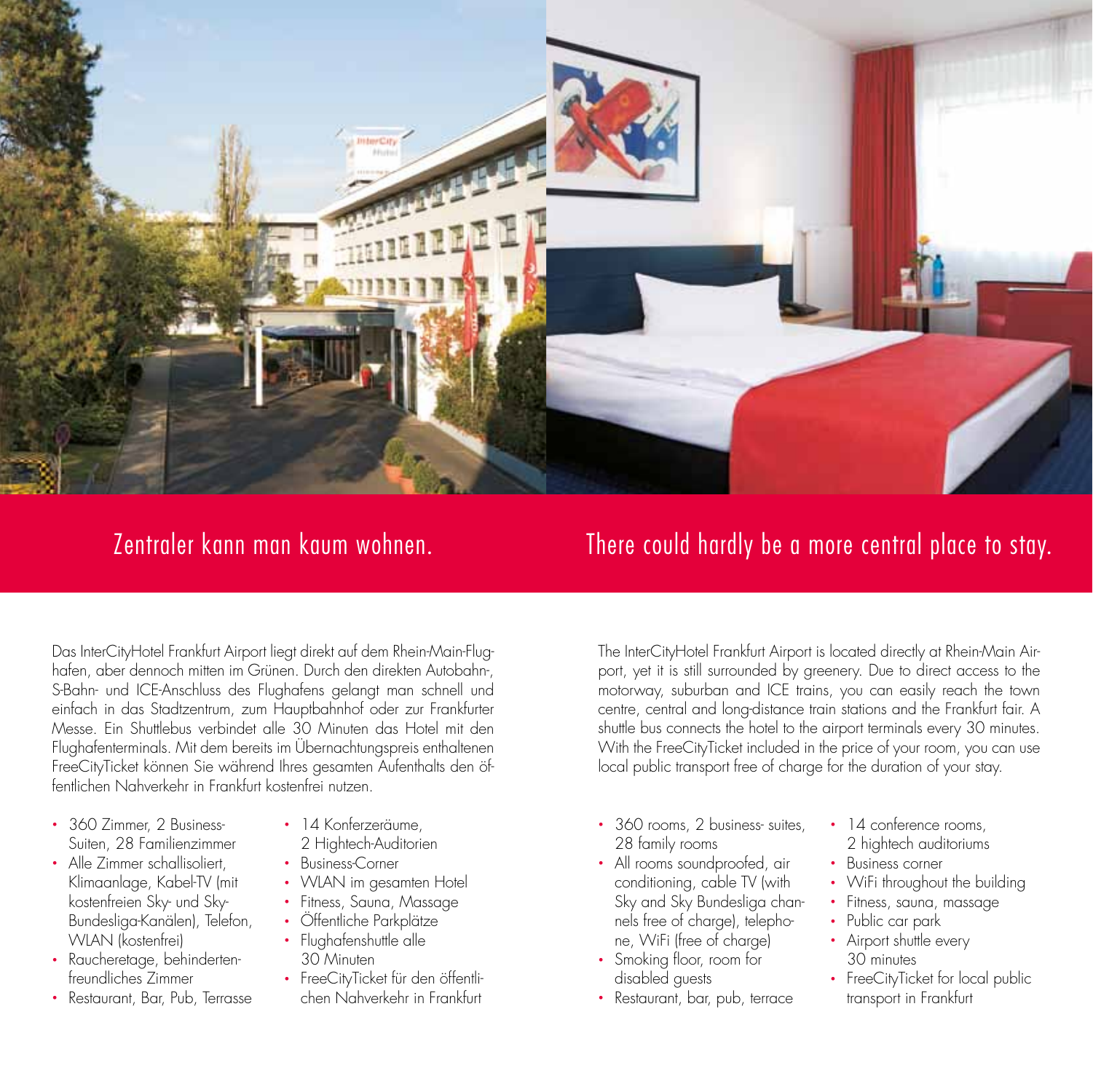## Zentraler kann man kaum wohnen.

Das InterCityHotel Frankfurt Airport liegt direkt auf dem Rhein-Main-Flughafen, aber dennoch mitten im Grünen. Durch den direkten Autobahn-, S-Bahn- und ICE-Anschluss des Flughafens gelangt man schnell und einfach in das Stadtzentrum, zum Hauptbahnhof oder zur Frankfurter Messe. Ein Shuttlebus verbindet alle 30 Minuten das Hotel mit den Flughafenterminals. Mit dem bereits im Übernachtungspreis enthaltenen FreeCityTicket können Sie während Ihres gesamten Aufenthalts den öffentlichen Nahverkehr in Frankfurt kostenfrei nutzen.

- 360 Zimmer, 2 Business-Suiten, 28 Familienzimmer
- Alle Zimmer schallisoliert, Klimaanlage, Kabel-TV (mit kostenfreien Sky- und Sky-Bundesliga-Kanälen), Telefon, WLAN (kostenfrei)
- Raucheretage, behindertenfreundliches Zimmer
- Restaurant, Bar, Pub, Terrasse
- 14 Konferzeräume, 2 Hightech-Auditorien
- Business-Corner
- WLAN im gesamten Hotel
- Fitness, Sauna, Massage
- Öffentliche Parkplätze
- Flughafenshuttle alle 30 Minuten
- FreeCityTicket für den öffentlichen Nahverkehr in Frankfurt

## There could hardly be a more central place to stay.

The InterCityHotel Frankfurt Airport is located directly at Rhein-Main Airport, yet it is still surrounded by greenery. Due to direct access to the motorway, suburban and ICE trains, you can easily reach the town centre, central and long-distance train stations and the Frankfurt fair. A shuttle bus connects the hotel to the airport terminals every 30 minutes. With the FreeCityTicket included in the price of your room, you can use local public transport free of charge for the duration of your stay.

- 360 rooms, 2 business- suites, 28 family rooms
- All rooms soundproofed, air conditioning, cable TV (with Sky and Sky Bundesliga channels free of charge), telephone, WiFi (free of charge)
- Smoking floor, room for disabled guests
- Restaurant, bar, pub, terrace
- 14 conference rooms, 2 hightech auditoriums
- Business corner
- WiFi throughout the building
- Fitness, sauna, massage
- Public car park
- Airport shuttle every 30 minutes
- FreeCityTicket for local public transport in Frankfurt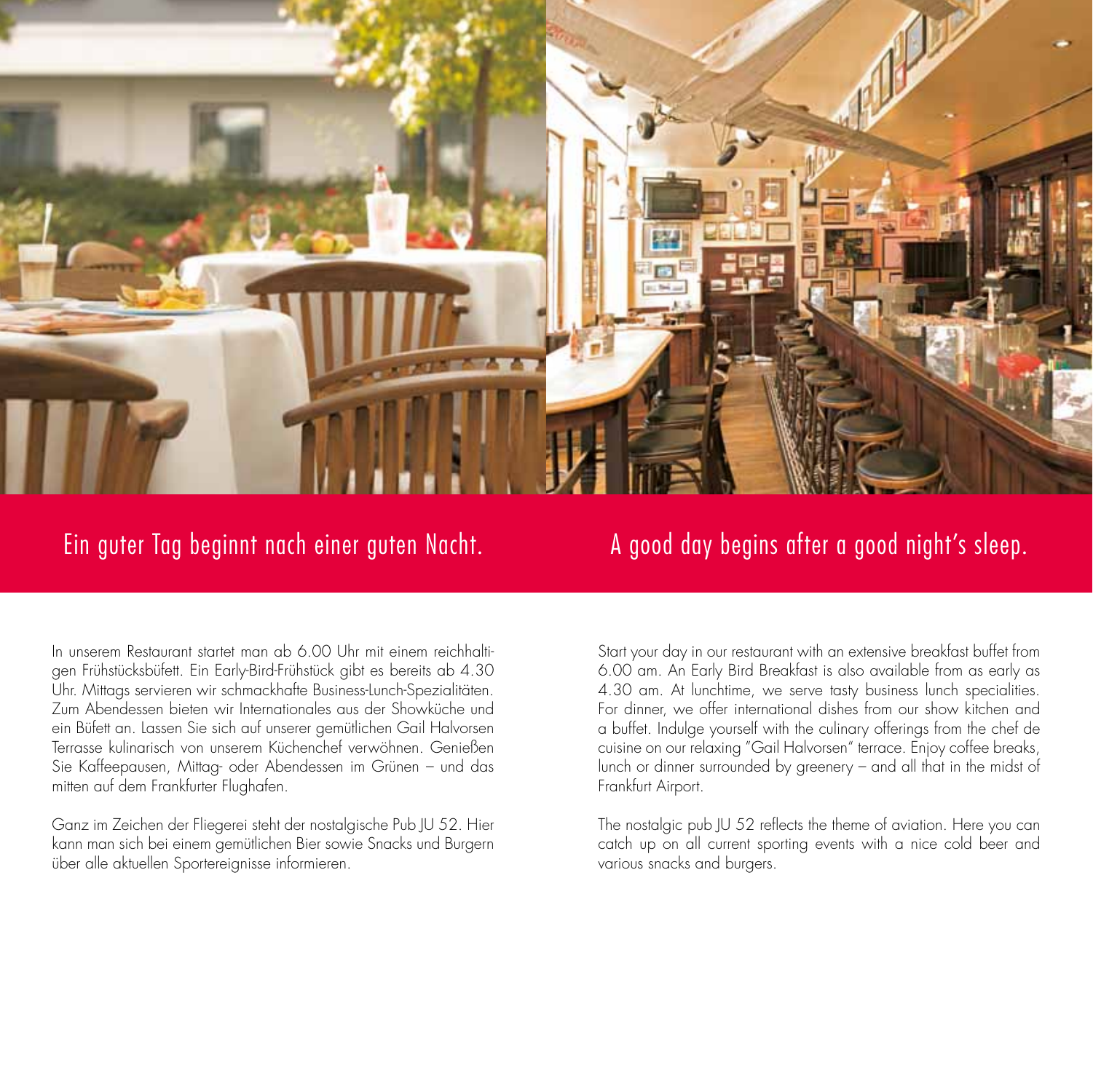## Ein guter Tag beginnt nach einer guten Nacht.

In unserem Restaurant startet man ab 6.00 Uhr mit einem reichhaltigen Frühstücksbüfett. Ein Early-Bird-Frühstück gibt es bereits ab 4.30 Uhr. Mittags servieren wir schmackhafte Business-Lunch-Spezialitäten. Zum Abendessen bieten wir Internationales aus der Showküche und ein Büfett an. Lassen Sie sich auf unserer gemütlichen Gail Halvorsen Terrasse kulinarisch von unserem Küchenchef verwöhnen. Genießen Sie Kaffeepausen, Mittag- oder Abendessen im Grünen – und das mitten auf dem Frankfurter Flughafen.

Ganz im Zeichen der Fliegerei steht der nostalgische Pub JU 52. Hier kann man sich bei einem gemütlichen Bier sowie Snacks und Burgern über alle aktuellen Sportereignisse informieren.

## A good day begins after a good night's sleep.

Start your day in our restaurant with an extensive breakfast buffet from 6.00 am. An Early Bird Breakfast is also available from as early as 4.30 am. At lunchtime, we serve tasty business lunch specialities. For dinner, we offer international dishes from our show kitchen and a buffet. Indulge yourself with the culinary offerings from the chef de cuisine on our relaxing "Gail Halvorsen" terrace. Enjoy coffee breaks, lunch or dinner surrounded by greenery – and all that in the midst of Frankfurt Airport.

The nostalgic pub JU 52 reflects the theme of aviation. Here you can catch up on all current sporting events with a nice cold beer and various snacks and burgers.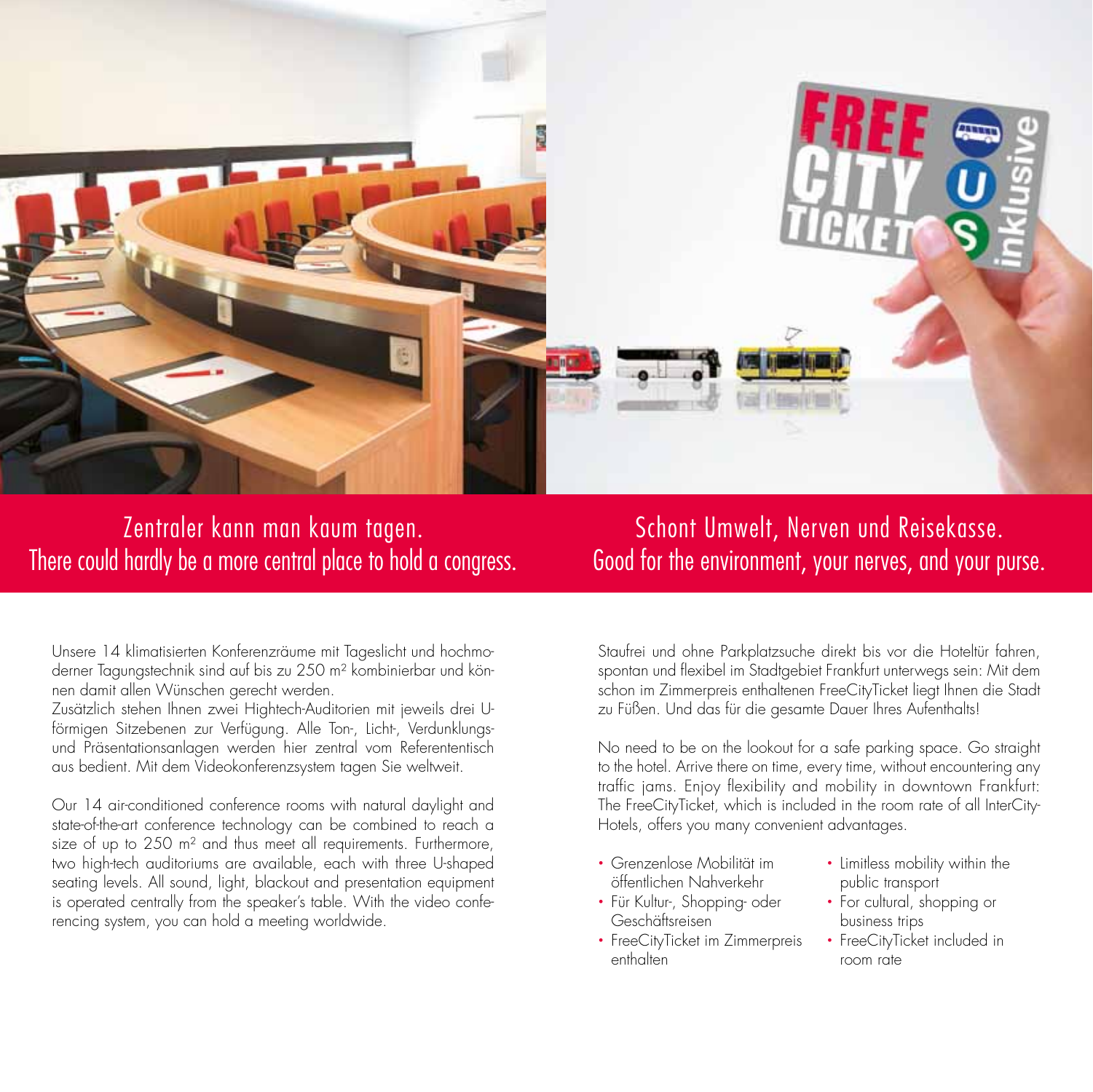## Zentraler kann man kaum tagen.
## There could hardly be a more central place to hold a congress.

Unsere 14 klimatisierten Konferenzräume mit Tageslicht und hochmoderner Tagungstechnik sind auf bis zu 250 m² kombinierbar und können damit allen Wünschen gerecht werden.
Zusätzlich stehen Ihnen zwei Hightech-Auditorien mit jeweils drei U-förmigen Sitzebenen zur Verfügung. Alle Ton-, Licht-, Verdunklungs- und Präsentationsanlagen werden hier zentral vom Referententisch aus bedient. Mit dem Videokonferenzsystem tagen Sie weltweit.

Our 14 air-conditioned conference rooms with natural daylight and state-of-the-art conference technology can be combined to reach a size of up to 250 m² and thus meet all requirements. Furthermore, two high-tech auditoriums are available, each with three U-shaped seating levels. All sound, light, blackout and presentation equipment is operated centrally from the speaker's table. With the video conferencing system, you can hold a meeting worldwide.

## Schont Umwelt, Nerven und Reisekasse.
## Good for the environment, your nerves, and your purse.

Staufrei und ohne Parkplatzsuche direkt bis vor die Hoteltür fahren, spontan und flexibel im Stadtgebiet Frankfurt unterwegs sein: Mit dem schon im Zimmerpreis enthaltenen FreeCityTicket liegt Ihnen die Stadt zu Füßen. Und das für die gesamte Dauer Ihres Aufenthalts!

No need to be on the lookout for a safe parking space. Go straight to the hotel. Arrive there on time, every time, without encountering any traffic jams. Enjoy flexibility and mobility in downtown Frankfurt: The FreeCityTicket, which is included in the room rate of all InterCity-Hotels, offers you many convenient advantages.

- Grenzenlose Mobilität im öffentlichen Nahverkehr
- Für Kultur-, Shopping- oder Geschäftsreisen
- FreeCityTicket im Zimmerpreis enthalten

- Limitless mobility within the public transport
- For cultural, shopping or business trips
- FreeCityTicket included in room rate